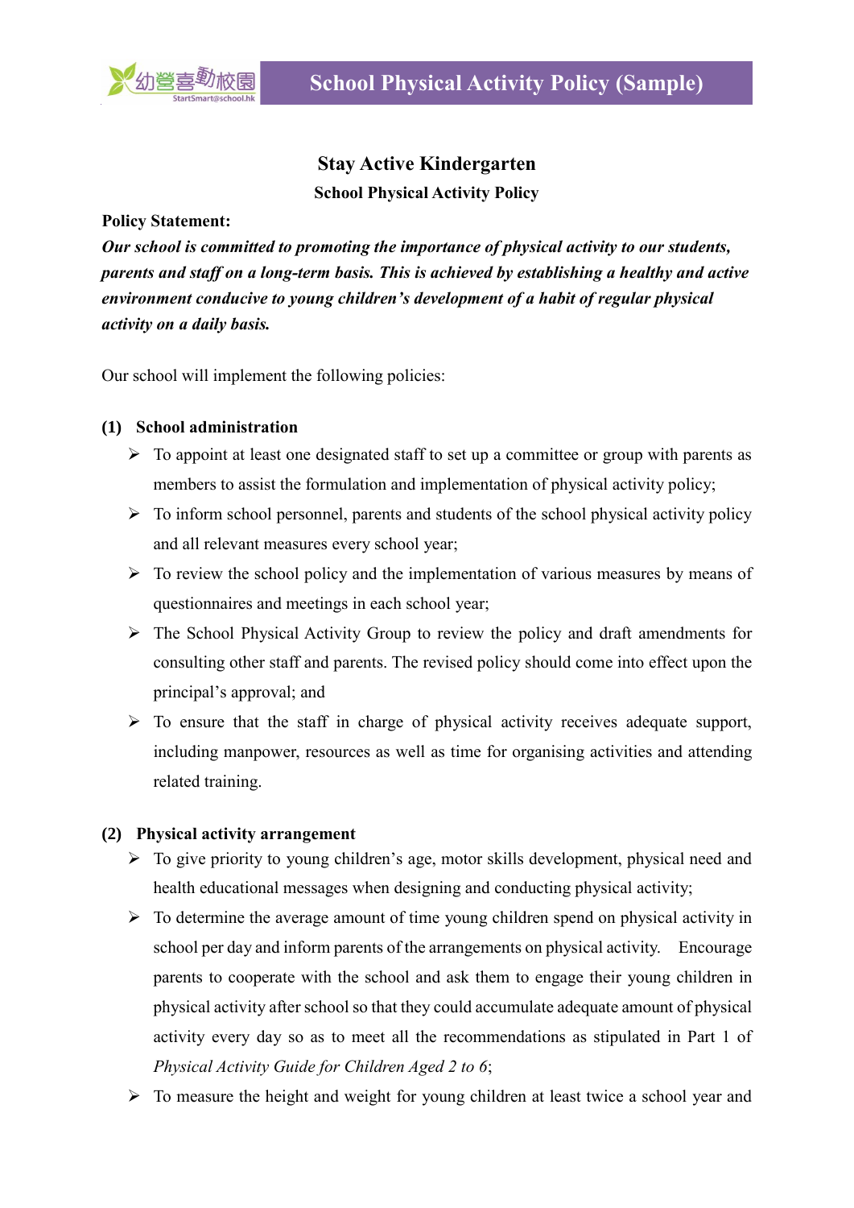# Stay Active Kindergarten

## School Physical Activity Policy

**Policy Statement:**

***Our school is committed to promoting the importance of physical activity to our students, parents and staff on a long-term basis. This is achieved by establishing a healthy and active environment conducive to young children's development of a habit of regular physical activity on a daily basis.***

Our school will implement the following policies:

**(1) School administration**

- To appoint at least one designated staff to set up a committee or group with parents as members to assist the formulation and implementation of physical activity policy;
- To inform school personnel, parents and students of the school physical activity policy and all relevant measures every school year;
- To review the school policy and the implementation of various measures by means of questionnaires and meetings in each school year;
- The School Physical Activity Group to review the policy and draft amendments for consulting other staff and parents. The revised policy should come into effect upon the principal's approval; and
- To ensure that the staff in charge of physical activity receives adequate support, including manpower, resources as well as time for organising activities and attending related training.

**(2) Physical activity arrangement**

- To give priority to young children's age, motor skills development, physical need and health educational messages when designing and conducting physical activity;
- To determine the average amount of time young children spend on physical activity in school per day and inform parents of the arrangements on physical activity. Encourage parents to cooperate with the school and ask them to engage their young children in physical activity after school so that they could accumulate adequate amount of physical activity every day so as to meet all the recommendations as stipulated in Part 1 of *Physical Activity Guide for Children Aged 2 to 6*;
- To measure the height and weight for young children at least twice a school year and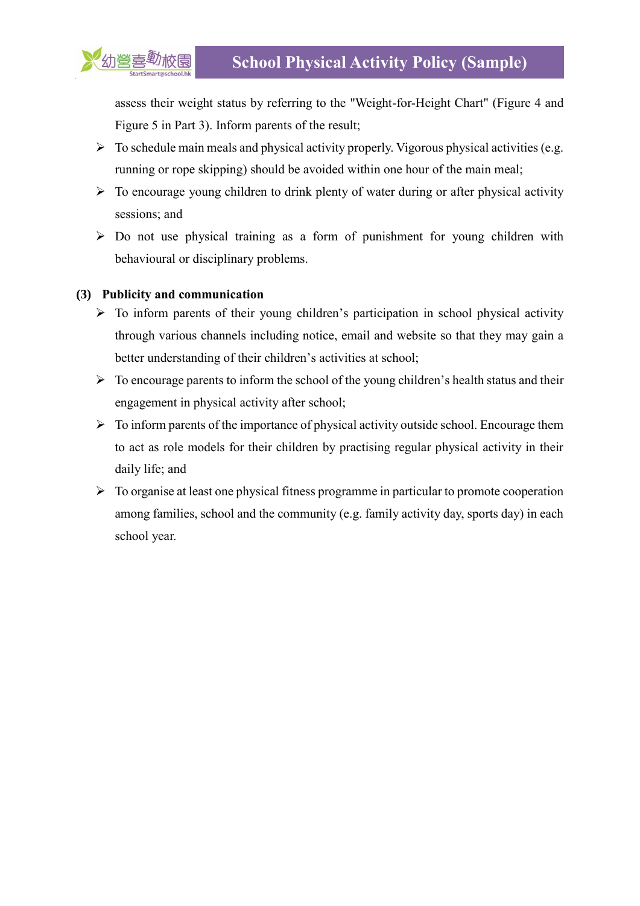assess their weight status by referring to the "Weight-for-Height Chart" (Figure 4 and Figure 5 in Part 3). Inform parents of the result;

- To schedule main meals and physical activity properly. Vigorous physical activities (e.g. running or rope skipping) should be avoided within one hour of the main meal;
- To encourage young children to drink plenty of water during or after physical activity sessions; and
- Do not use physical training as a form of punishment for young children with behavioural or disciplinary problems.

**(3) Publicity and communication**

- To inform parents of their young children's participation in school physical activity through various channels including notice, email and website so that they may gain a better understanding of their children's activities at school;
- To encourage parents to inform the school of the young children's health status and their engagement in physical activity after school;
- To inform parents of the importance of physical activity outside school. Encourage them to act as role models for their children by practising regular physical activity in their daily life; and
- To organise at least one physical fitness programme in particular to promote cooperation among families, school and the community (e.g. family activity day, sports day) in each school year.